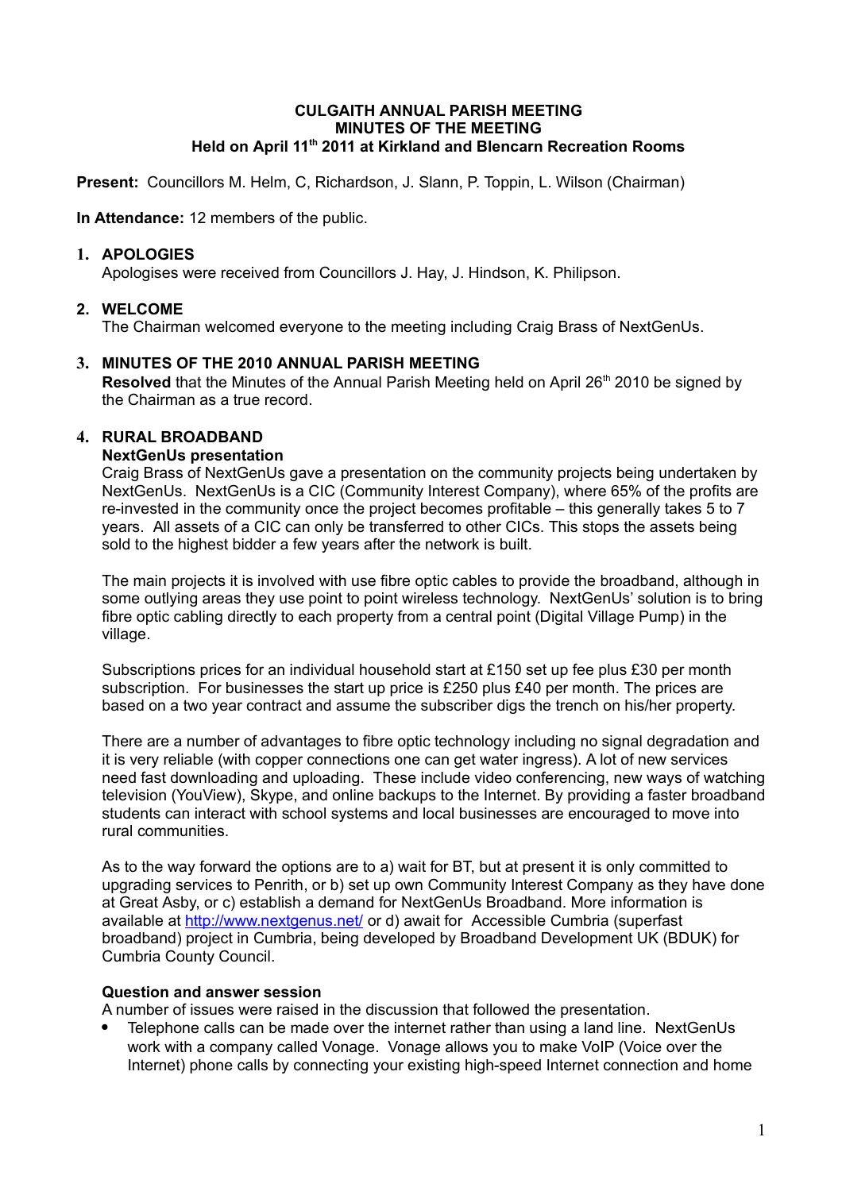# CULGAITH ANNUAL PARISH MEETING
## MINUTES OF THE MEETING
### Held on April 11th 2011 at Kirkland and Blencarn Recreation Rooms

**Present:** Councillors M. Helm, C, Richardson, J. Slann, P. Toppin, L. Wilson (Chairman)

**In Attendance:** 12 members of the public.

1. **APOLOGIES**
   Apologises were received from Councillors J. Hay, J. Hindson, K. Philipson.

2. **WELCOME**
   The Chairman welcomed everyone to the meeting including Craig Brass of NextGenUs.

3. **MINUTES OF THE 2010 ANNUAL PARISH MEETING**
   **Resolved** that the Minutes of the Annual Parish Meeting held on April 26th 2010 be signed by the Chairman as a true record.

4. **RURAL BROADBAND**
   **NextGenUs presentation**
   Craig Brass of NextGenUs gave a presentation on the community projects being undertaken by NextGenUs. NextGenUs is a CIC (Community Interest Company), where 65% of the profits are re-invested in the community once the project becomes profitable – this generally takes 5 to 7 years. All assets of a CIC can only be transferred to other CICs. This stops the assets being sold to the highest bidder a few years after the network is built.

   The main projects it is involved with use fibre optic cables to provide the broadband, although in some outlying areas they use point to point wireless technology. NextGenUs' solution is to bring fibre optic cabling directly to each property from a central point (Digital Village Pump) in the village.

   Subscriptions prices for an individual household start at £150 set up fee plus £30 per month subscription. For businesses the start up price is £250 plus £40 per month. The prices are based on a two year contract and assume the subscriber digs the trench on his/her property.

   There are a number of advantages to fibre optic technology including no signal degradation and it is very reliable (with copper connections one can get water ingress). A lot of new services need fast downloading and uploading. These include video conferencing, new ways of watching television (YouView), Skype, and online backups to the Internet. By providing a faster broadband students can interact with school systems and local businesses are encouraged to move into rural communities.

   As to the way forward the options are to a) wait for BT, but at present it is only committed to upgrading services to Penrith, or b) set up own Community Interest Company as they have done at Great Asby, or c) establish a demand for NextGenUs Broadband. More information is available at http://www.nextgenus.net/ or d) await for Accessible Cumbria (superfast broadband) project in Cumbria, being developed by Broadband Development UK (BDUK) for Cumbria County Council.

   **Question and answer session**
   A number of issues were raised in the discussion that followed the presentation.
   - Telephone calls can be made over the internet rather than using a land line. NextGenUs work with a company called Vonage. Vonage allows you to make VoIP (Voice over the Internet) phone calls by connecting your existing high-speed Internet connection and home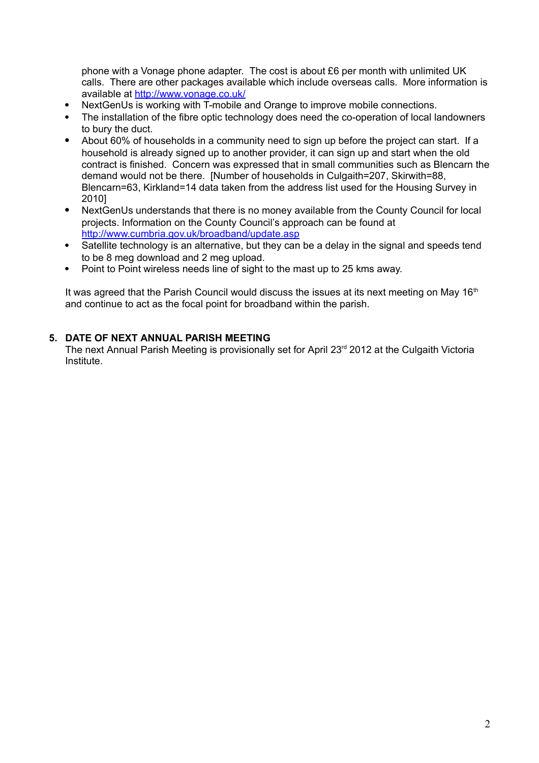phone with a Vonage phone adapter. The cost is about £6 per month with unlimited UK calls. There are other packages available which include overseas calls. More information is available at http://www.vonage.co.uk/

- NextGenUs is working with T-mobile and Orange to improve mobile connections.
- The installation of the fibre optic technology does need the co-operation of local landowners to bury the duct.
- About 60% of households in a community need to sign up before the project can start. If a household is already signed up to another provider, it can sign up and start when the old contract is finished. Concern was expressed that in small communities such as Blencarn the demand would not be there. [Number of households in Culgaith=207, Skirwith=88, Blencarn=63, Kirkland=14 data taken from the address list used for the Housing Survey in 2010]
- NextGenUs understands that there is no money available from the County Council for local projects. Information on the County Council's approach can be found at http://www.cumbria.gov.uk/broadband/update.asp
- Satellite technology is an alternative, but they can be a delay in the signal and speeds tend to be 8 meg download and 2 meg upload.
- Point to Point wireless needs line of sight to the mast up to 25 kms away.

It was agreed that the Parish Council would discuss the issues at its next meeting on May 16th and continue to act as the focal point for broadband within the parish.

## 5. DATE OF NEXT ANNUAL PARISH MEETING

The next Annual Parish Meeting is provisionally set for April 23rd 2012 at the Culgaith Victoria Institute.